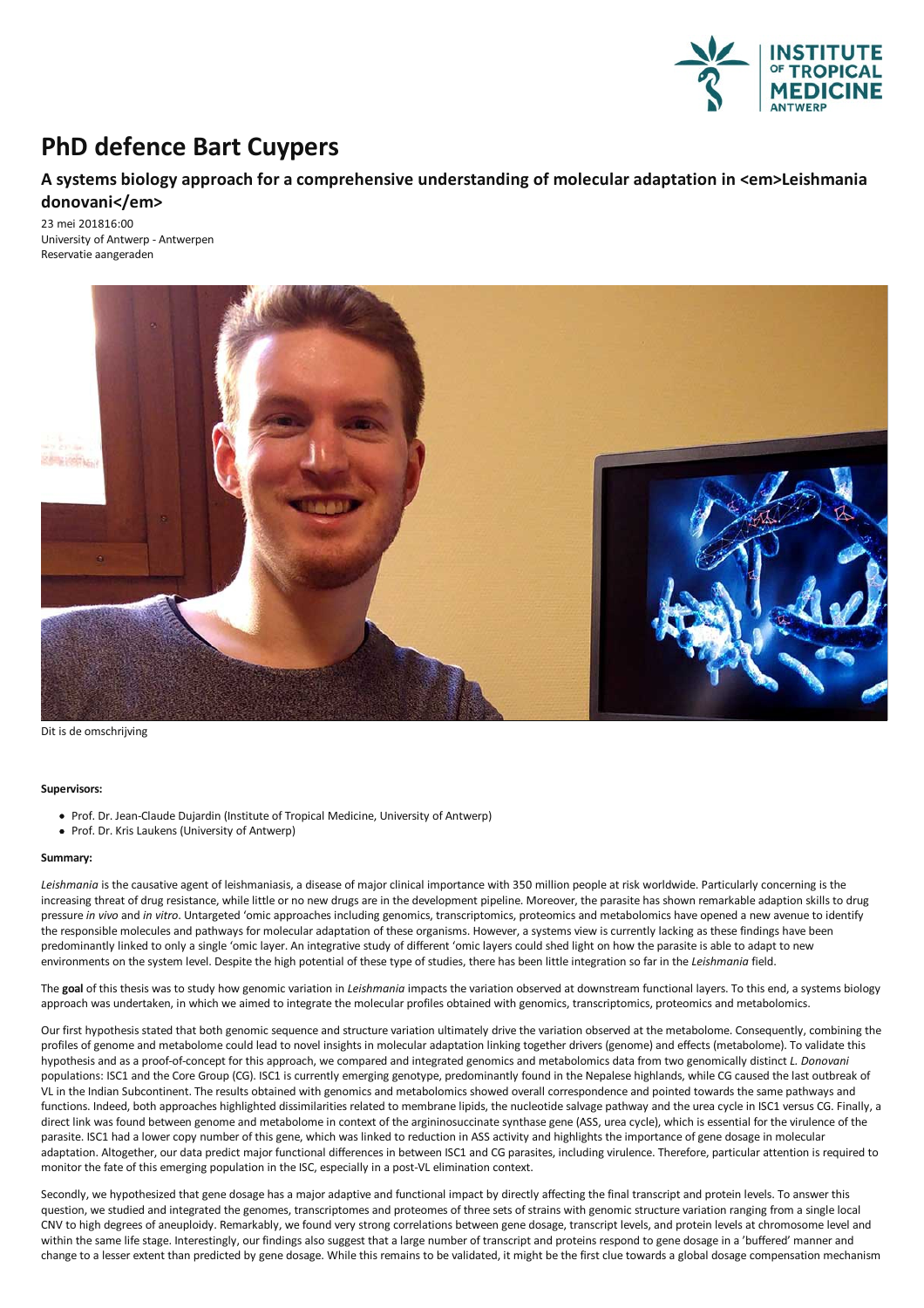# PhD defence Bart Cuypers

## A systems biology approach for a comprehensive understanding of molecular adaptation in <em>Leishmania donovani</em>

23 mei 201816:00
University of Antwerp - Antwerpen
Reservatie aangeraden

Dit is de omschrijving

**Supervisors:**

- Prof. Dr. Jean-Claude Dujardin (Institute of Tropical Medicine, University of Antwerp)
- Prof. Dr. Kris Laukens (University of Antwerp)

**Summary:**

*Leishmania* is the causative agent of leishmaniasis, a disease of major clinical importance with 350 million people at risk worldwide. Particularly concerning is the increasing threat of drug resistance, while little or no new drugs are in the development pipeline. Moreover, the parasite has shown remarkable adaption skills to drug pressure *in vivo* and *in vitro*. Untargeted 'omic approaches including genomics, transcriptomics, proteomics and metabolomics have opened a new avenue to identify the responsible molecules and pathways for molecular adaptation of these organisms. However, a systems view is currently lacking as these findings have been predominantly linked to only a single 'omic layer. An integrative study of different 'omic layers could shed light on how the parasite is able to adapt to new environments on the system level. Despite the high potential of these type of studies, there has been little integration so far in the *Leishmania* field.

The **goal** of this thesis was to study how genomic variation in *Leishmania* impacts the variation observed at downstream functional layers. To this end, a systems biology approach was undertaken, in which we aimed to integrate the molecular profiles obtained with genomics, transcriptomics, proteomics and metabolomics.

Our first hypothesis stated that both genomic sequence and structure variation ultimately drive the variation observed at the metabolome. Consequently, combining the profiles of genome and metabolome could lead to novel insights in molecular adaptation linking together drivers (genome) and effects (metabolome). To validate this hypothesis and as a proof-of-concept for this approach, we compared and integrated genomics and metabolomics data from two genomically distinct *L. Donovani* populations: ISC1 and the Core Group (CG). ISC1 is currently emerging genotype, predominantly found in the Nepalese highlands, while CG caused the last outbreak of VL in the Indian Subcontinent. The results obtained with genomics and metabolomics showed overall correspondence and pointed towards the same pathways and functions. Indeed, both approaches highlighted dissimilarities related to membrane lipids, the nucleotide salvage pathway and the urea cycle in ISC1 versus CG. Finally, a direct link was found between genome and metabolome in context of the argininosuccinate synthase gene (ASS, urea cycle), which is essential for the virulence of the parasite. ISC1 had a lower copy number of this gene, which was linked to reduction in ASS activity and highlights the importance of gene dosage in molecular adaptation. Altogether, our data predict major functional differences in between ISC1 and CG parasites, including virulence. Therefore, particular attention is required to monitor the fate of this emerging population in the ISC, especially in a post-VL elimination context.

Secondly, we hypothesized that gene dosage has a major adaptive and functional impact by directly affecting the final transcript and protein levels. To answer this question, we studied and integrated the genomes, transcriptomes and proteomes of three sets of strains with genomic structure variation ranging from a single local CNV to high degrees of aneuploidy. Remarkably, we found very strong correlations between gene dosage, transcript levels, and protein levels at chromosome level and within the same life stage. Interestingly, our findings also suggest that a large number of transcript and proteins respond to gene dosage in a 'buffered' manner and change to a lesser extent than predicted by gene dosage. While this remains to be validated, it might be the first clue towards a global dosage compensation mechanism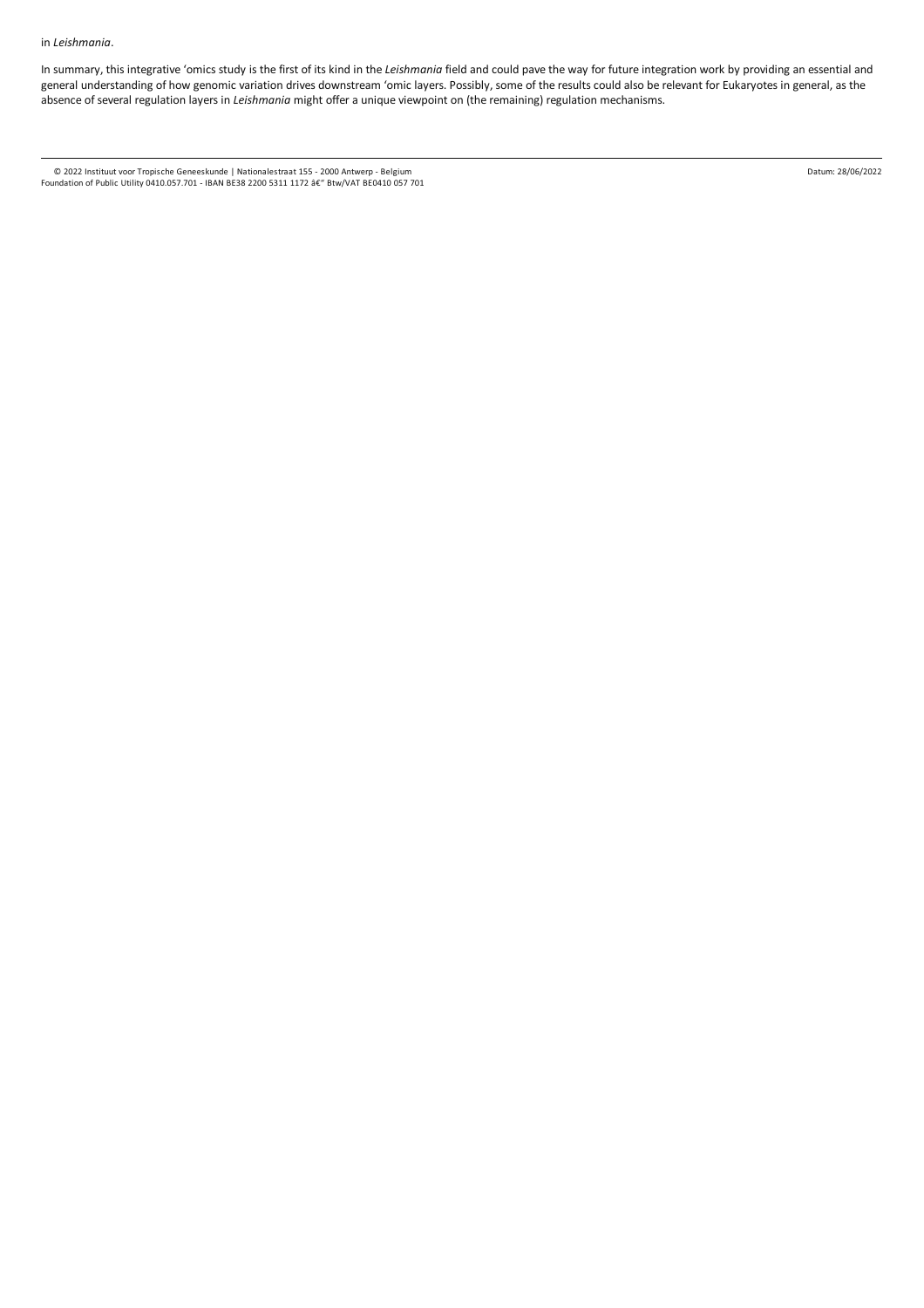in *Leishmania*.

In summary, this integrative 'omics study is the first of its kind in the *Leishmania* field and could pave the way for future integration work by providing an essential and general understanding of how genomic variation drives downstream 'omic layers. Possibly, some of the results could also be relevant for Eukaryotes in general, as the absence of several regulation layers in *Leishmania* might offer a unique viewpoint on (the remaining) regulation mechanisms.